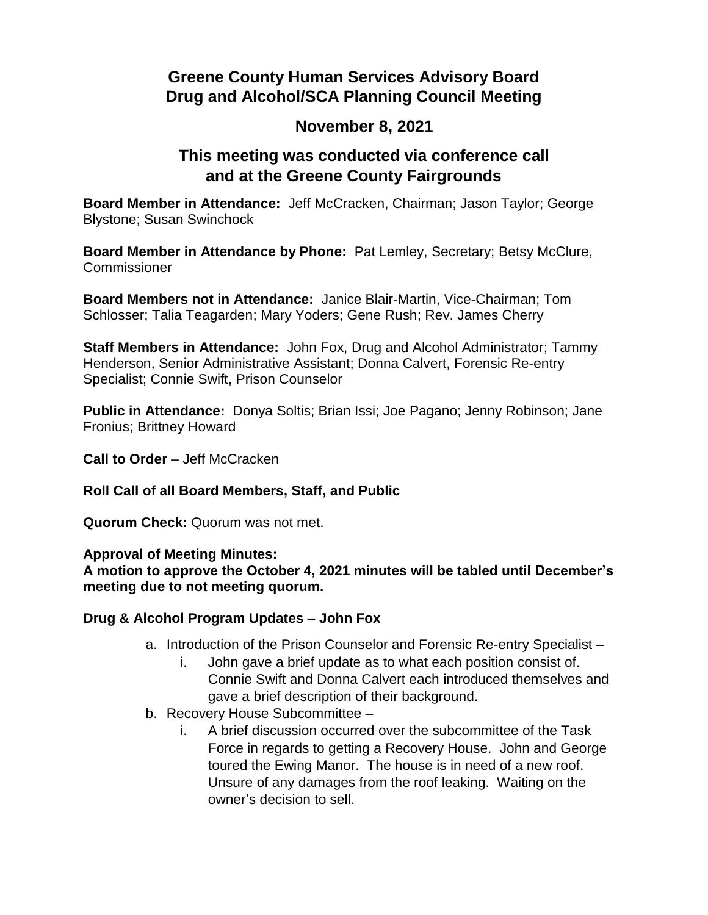# Greene County Human Services Advisory Board
# Drug and Alcohol/SCA Planning Council Meeting

## November 8, 2021

## This meeting was conducted via conference call and at the Greene County Fairgrounds

**Board Member in Attendance:** Jeff McCracken, Chairman; Jason Taylor; George Blystone; Susan Swinchock

**Board Member in Attendance by Phone:** Pat Lemley, Secretary; Betsy McClure, Commissioner

**Board Members not in Attendance:** Janice Blair-Martin, Vice-Chairman; Tom Schlosser; Talia Teagarden; Mary Yoders; Gene Rush; Rev. James Cherry

**Staff Members in Attendance:** John Fox, Drug and Alcohol Administrator; Tammy Henderson, Senior Administrative Assistant; Donna Calvert, Forensic Re-entry Specialist; Connie Swift, Prison Counselor

**Public in Attendance:** Donya Soltis; Brian Issi; Joe Pagano; Jenny Robinson; Jane Fronius; Brittney Howard

**Call to Order** – Jeff McCracken

**Roll Call of all Board Members, Staff, and Public**

**Quorum Check:** Quorum was not met.

**Approval of Meeting Minutes:**
**A motion to approve the October 4, 2021 minutes will be tabled until December's meeting due to not meeting quorum.**

**Drug & Alcohol Program Updates – John Fox**

a. Introduction of the Prison Counselor and Forensic Re-entry Specialist –
    i. John gave a brief update as to what each position consist of. Connie Swift and Donna Calvert each introduced themselves and gave a brief description of their background.
b. Recovery House Subcommittee –
    i. A brief discussion occurred over the subcommittee of the Task Force in regards to getting a Recovery House. John and George toured the Ewing Manor. The house is in need of a new roof. Unsure of any damages from the roof leaking. Waiting on the owner's decision to sell.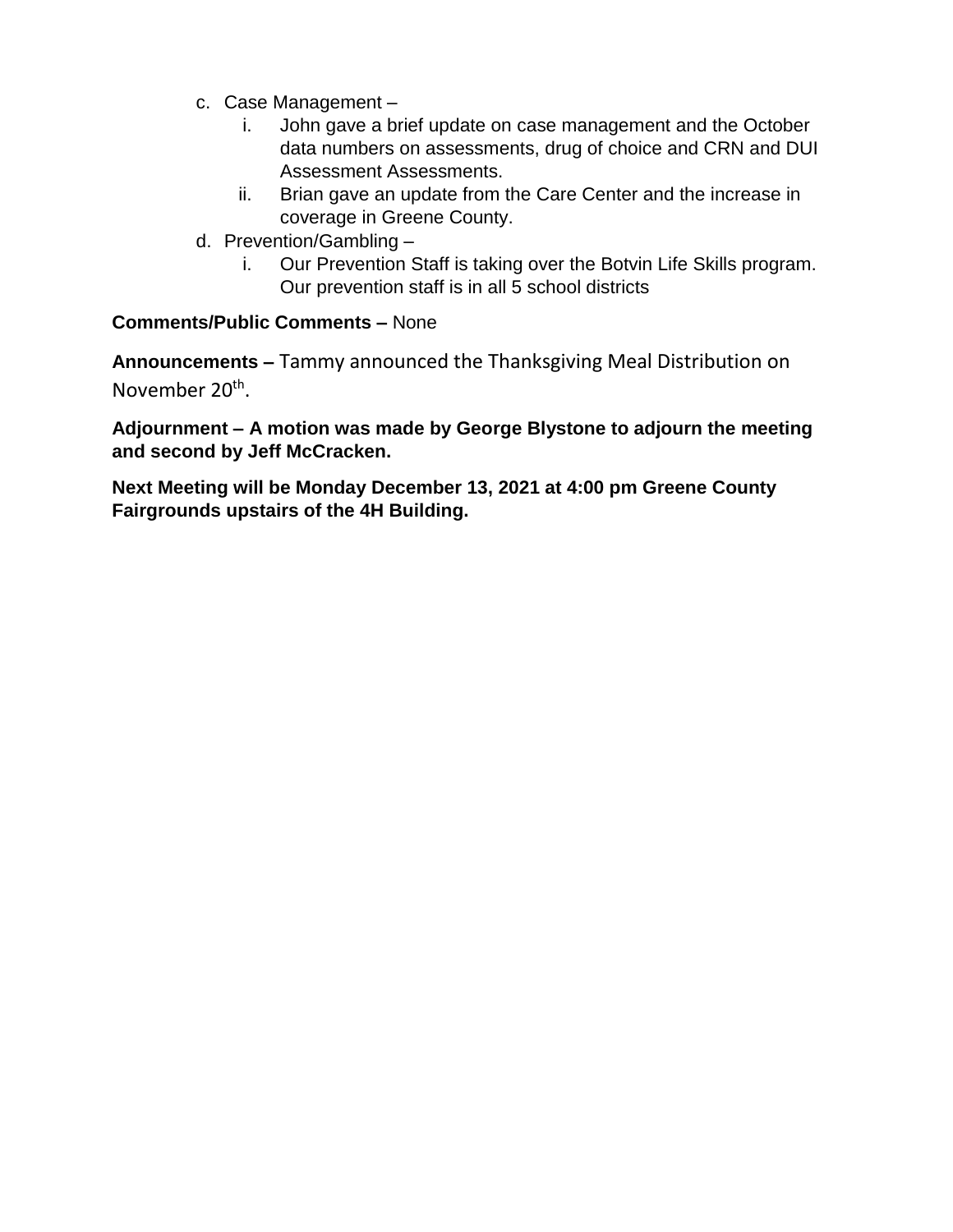c. Case Management –
   i. John gave a brief update on case management and the October data numbers on assessments, drug of choice and CRN and DUI Assessment Assessments.
   ii. Brian gave an update from the Care Center and the increase in coverage in Greene County.
d. Prevention/Gambling –
   i. Our Prevention Staff is taking over the Botvin Life Skills program. Our prevention staff is in all 5 school districts

**Comments/Public Comments –** None

**Announcements –** Tammy announced the Thanksgiving Meal Distribution on November 20th.

**Adjournment – A motion was made by George Blystone to adjourn the meeting and second by Jeff McCracken.**

**Next Meeting will be Monday December 13, 2021 at 4:00 pm Greene County Fairgrounds upstairs of the 4H Building.**